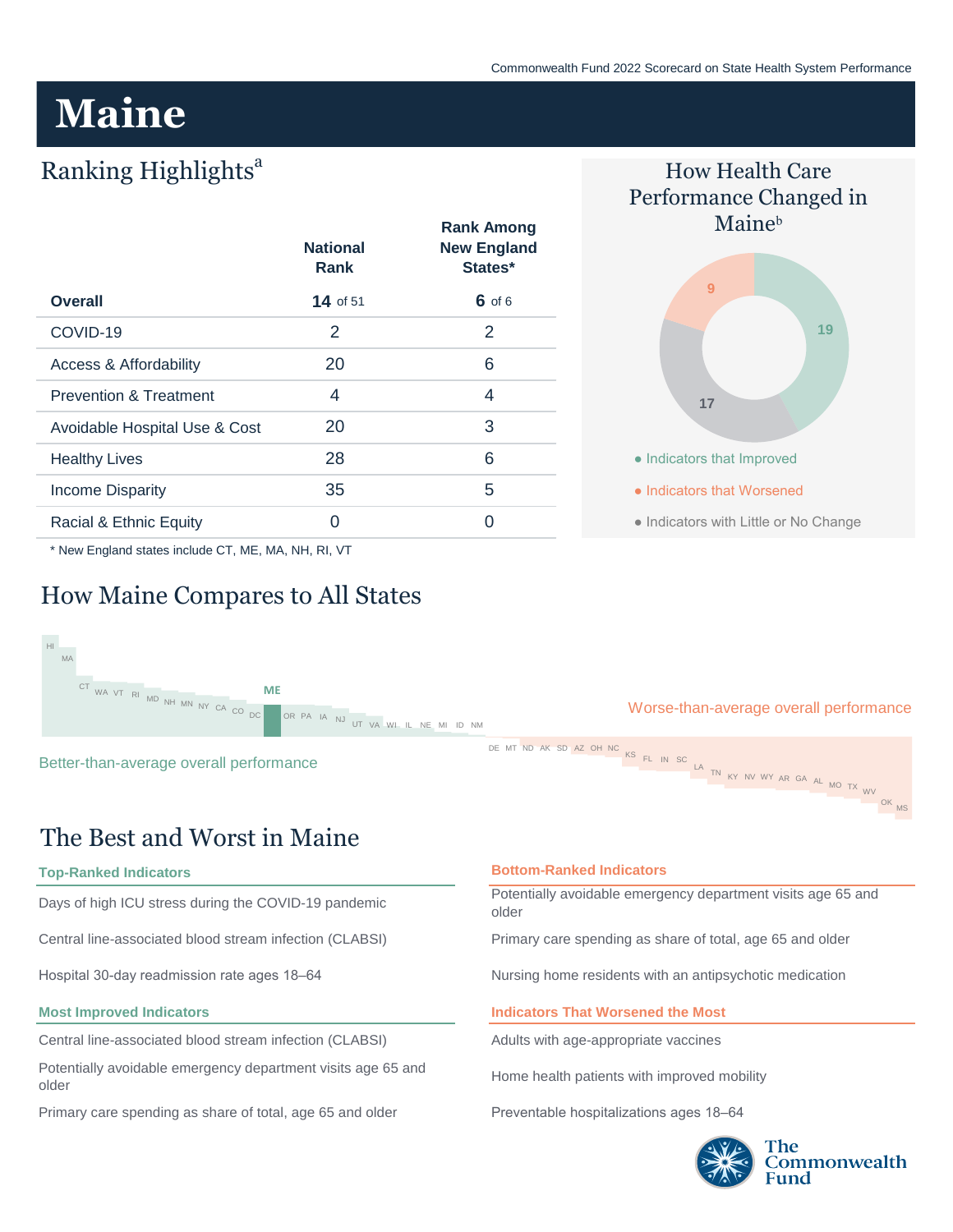# Maine

## Ranking Highlights[a]

| | National Rank | Rank Among New England States* |
|---|---|---|
| **Overall** | **14** of 51 | **6** of 6 |
| COVID-19 | 2 | 2 |
| Access & Affordability | 20 | 6 |
| Prevention & Treatment | 4 | 4 |
| Avoidable Hospital Use & Cost | 20 | 3 |
| Healthy Lives | 28 | 6 |
| Income Disparity | 35 | 5 |
| Racial & Ethnic Equity | 0 | 0 |

\* New England states include CT, ME, MA, NH, RI, VT

## How Health Care Performance Changed in Maine[b]

- Indicators that Improved: 19
- Indicators that Worsened: 9
- Indicators with Little or No Change: 17

## How Maine Compares to All States

Better-than-average overall performance: HI, MA, CT, WA, VT, RI, MD, NH, MN, NY, CA, CO, DC, ME, OR, PA, IA, NJ, UT, VA, WI, IL, NE, MI, ID, NM

Worse-than-average overall performance: DE, MT, ND, AK, SD, AZ, OH, NC, KS, FL, IN, SC, LA, TN, KY, NV, WY, AR, GA, AL, MO, TX, WV, OK, MS

## The Best and Worst in Maine

### Top-Ranked Indicators

- Days of high ICU stress during the COVID-19 pandemic
- Central line-associated blood stream infection (CLABSI)
- Hospital 30-day readmission rate ages 18–64

### Most Improved Indicators

- Central line-associated blood stream infection (CLABSI)
- Potentially avoidable emergency department visits age 65 and older
- Primary care spending as share of total, age 65 and older

### Bottom-Ranked Indicators

- Potentially avoidable emergency department visits age 65 and older
- Primary care spending as share of total, age 65 and older
- Nursing home residents with an antipsychotic medication

### Indicators That Worsened the Most

- Adults with age-appropriate vaccines
- Home health patients with improved mobility
- Preventable hospitalizations ages 18–64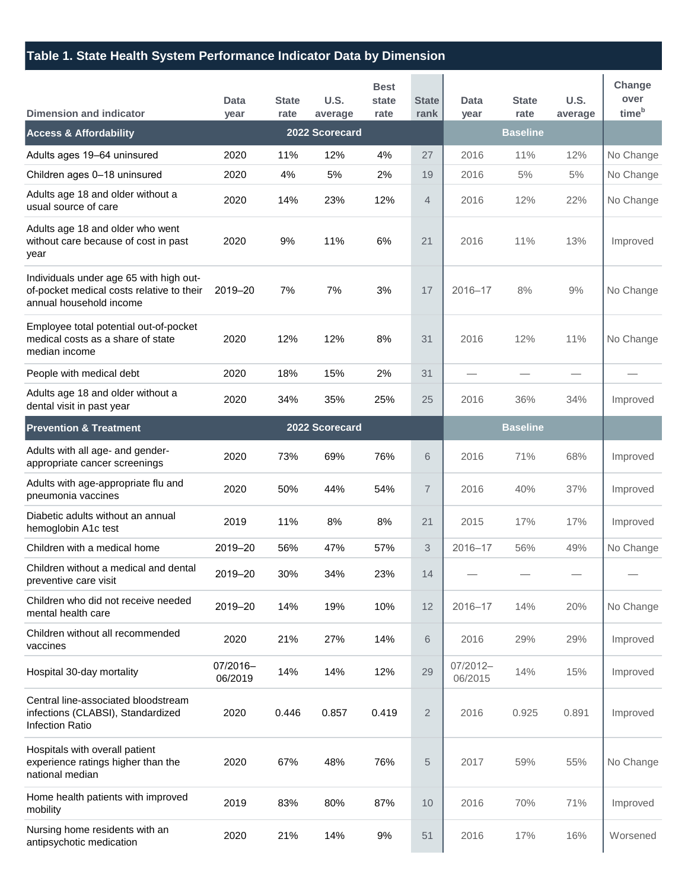## Table 1. State Health System Performance Indicator Data by Dimension

| Dimension and indicator | Data year | State rate | U.S. average | Best state rate | State rank | Data year | State rate | U.S. average | Change over time[b] |
|---|---|---|---|---|---|---|---|---|---|
| **Access & Affordability** | | 2022 Scorecard | | | | | Baseline | | |
| Adults ages 19–64 uninsured | 2020 | 11% | 12% | 4% | 27 | 2016 | 11% | 12% | No Change |
| Children ages 0–18 uninsured | 2020 | 4% | 5% | 2% | 19 | 2016 | 5% | 5% | No Change |
| Adults age 18 and older without a usual source of care | 2020 | 14% | 23% | 12% | 4 | 2016 | 12% | 22% | No Change |
| Adults age 18 and older who went without care because of cost in past year | 2020 | 9% | 11% | 6% | 21 | 2016 | 11% | 13% | Improved |
| Individuals under age 65 with high out-of-pocket medical costs relative to their annual household income | 2019–20 | 7% | 7% | 3% | 17 | 2016–17 | 8% | 9% | No Change |
| Employee total potential out-of-pocket medical costs as a share of state median income | 2020 | 12% | 12% | 8% | 31 | 2016 | 12% | 11% | No Change |
| People with medical debt | 2020 | 18% | 15% | 2% | 31 | — | — | — | — |
| Adults age 18 and older without a dental visit in past year | 2020 | 34% | 35% | 25% | 25 | 2016 | 36% | 34% | Improved |
| **Prevention & Treatment** | | 2022 Scorecard | | | | | Baseline | | |
| Adults with all age- and gender-appropriate cancer screenings | 2020 | 73% | 69% | 76% | 6 | 2016 | 71% | 68% | Improved |
| Adults with age-appropriate flu and pneumonia vaccines | 2020 | 50% | 44% | 54% | 7 | 2016 | 40% | 37% | Improved |
| Diabetic adults without an annual hemoglobin A1c test | 2019 | 11% | 8% | 8% | 21 | 2015 | 17% | 17% | Improved |
| Children with a medical home | 2019–20 | 56% | 47% | 57% | 3 | 2016–17 | 56% | 49% | No Change |
| Children without a medical and dental preventive care visit | 2019–20 | 30% | 34% | 23% | 14 | — | — | — | — |
| Children who did not receive needed mental health care | 2019–20 | 14% | 19% | 10% | 12 | 2016–17 | 14% | 20% | No Change |
| Children without all recommended vaccines | 2020 | 21% | 27% | 14% | 6 | 2016 | 29% | 29% | Improved |
| Hospital 30-day mortality | 07/2016–06/2019 | 14% | 14% | 12% | 29 | 07/2012–06/2015 | 14% | 15% | Improved |
| Central line-associated bloodstream infections (CLABSI), Standardized Infection Ratio | 2020 | 0.446 | 0.857 | 0.419 | 2 | 2016 | 0.925 | 0.891 | Improved |
| Hospitals with overall patient experience ratings higher than the national median | 2020 | 67% | 48% | 76% | 5 | 2017 | 59% | 55% | No Change |
| Home health patients with improved mobility | 2019 | 83% | 80% | 87% | 10 | 2016 | 70% | 71% | Improved |
| Nursing home residents with an antipsychotic medication | 2020 | 21% | 14% | 9% | 51 | 2016 | 17% | 16% | Worsened |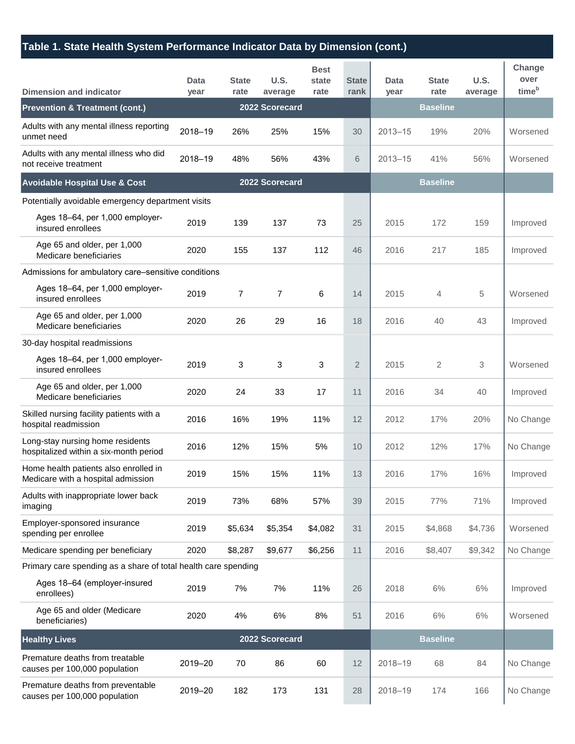## Table 1. State Health System Performance Indicator Data by Dimension (cont.)

| Dimension and indicator | Data year | State rate | U.S. average | Best state rate | State rank | Data year | State rate | U.S. average | Change over time[b] |
|---|---|---|---|---|---|---|---|---|---|
| **Prevention & Treatment (cont.)** | 2022 Scorecard | | | | | Baseline | | | |
| Adults with any mental illness reporting unmet need | 2018–19 | 26% | 25% | 15% | 30 | 2013–15 | 19% | 20% | Worsened |
| Adults with any mental illness who did not receive treatment | 2018–19 | 48% | 56% | 43% | 6 | 2013–15 | 41% | 56% | Worsened |
| **Avoidable Hospital Use & Cost** | 2022 Scorecard | | | | | Baseline | | | |
| Potentially avoidable emergency department visits | | | | | | | | | |
| Ages 18–64, per 1,000 employer-insured enrollees | 2019 | 139 | 137 | 73 | 25 | 2015 | 172 | 159 | Improved |
| Age 65 and older, per 1,000 Medicare beneficiaries | 2020 | 155 | 137 | 112 | 46 | 2016 | 217 | 185 | Improved |
| Admissions for ambulatory care–sensitive conditions | | | | | | | | | |
| Ages 18–64, per 1,000 employer-insured enrollees | 2019 | 7 | 7 | 6 | 14 | 2015 | 4 | 5 | Worsened |
| Age 65 and older, per 1,000 Medicare beneficiaries | 2020 | 26 | 29 | 16 | 18 | 2016 | 40 | 43 | Improved |
| 30-day hospital readmissions | | | | | | | | | |
| Ages 18–64, per 1,000 employer-insured enrollees | 2019 | 3 | 3 | 3 | 2 | 2015 | 2 | 3 | Worsened |
| Age 65 and older, per 1,000 Medicare beneficiaries | 2020 | 24 | 33 | 17 | 11 | 2016 | 34 | 40 | Improved |
| Skilled nursing facility patients with a hospital readmission | 2016 | 16% | 19% | 11% | 12 | 2012 | 17% | 20% | No Change |
| Long-stay nursing home residents hospitalized within a six-month period | 2016 | 12% | 15% | 5% | 10 | 2012 | 12% | 17% | No Change |
| Home health patients also enrolled in Medicare with a hospital admission | 2019 | 15% | 15% | 11% | 13 | 2016 | 17% | 16% | Improved |
| Adults with inappropriate lower back imaging | 2019 | 73% | 68% | 57% | 39 | 2015 | 77% | 71% | Improved |
| Employer-sponsored insurance spending per enrollee | 2019 | $5,634 | $5,354 | $4,082 | 31 | 2015 | $4,868 | $4,736 | Worsened |
| Medicare spending per beneficiary | 2020 | $8,287 | $9,677 | $6,256 | 11 | 2016 | $8,407 | $9,342 | No Change |
| Primary care spending as a share of total health care spending | | | | | | | | | |
| Ages 18–64 (employer-insured enrollees) | 2019 | 7% | 7% | 11% | 26 | 2018 | 6% | 6% | Improved |
| Age 65 and older (Medicare beneficiaries) | 2020 | 4% | 6% | 8% | 51 | 2016 | 6% | 6% | Worsened |
| **Healthy Lives** | 2022 Scorecard | | | | | Baseline | | | |
| Premature deaths from treatable causes per 100,000 population | 2019–20 | 70 | 86 | 60 | 12 | 2018–19 | 68 | 84 | No Change |
| Premature deaths from preventable causes per 100,000 population | 2019–20 | 182 | 173 | 131 | 28 | 2018–19 | 174 | 166 | No Change |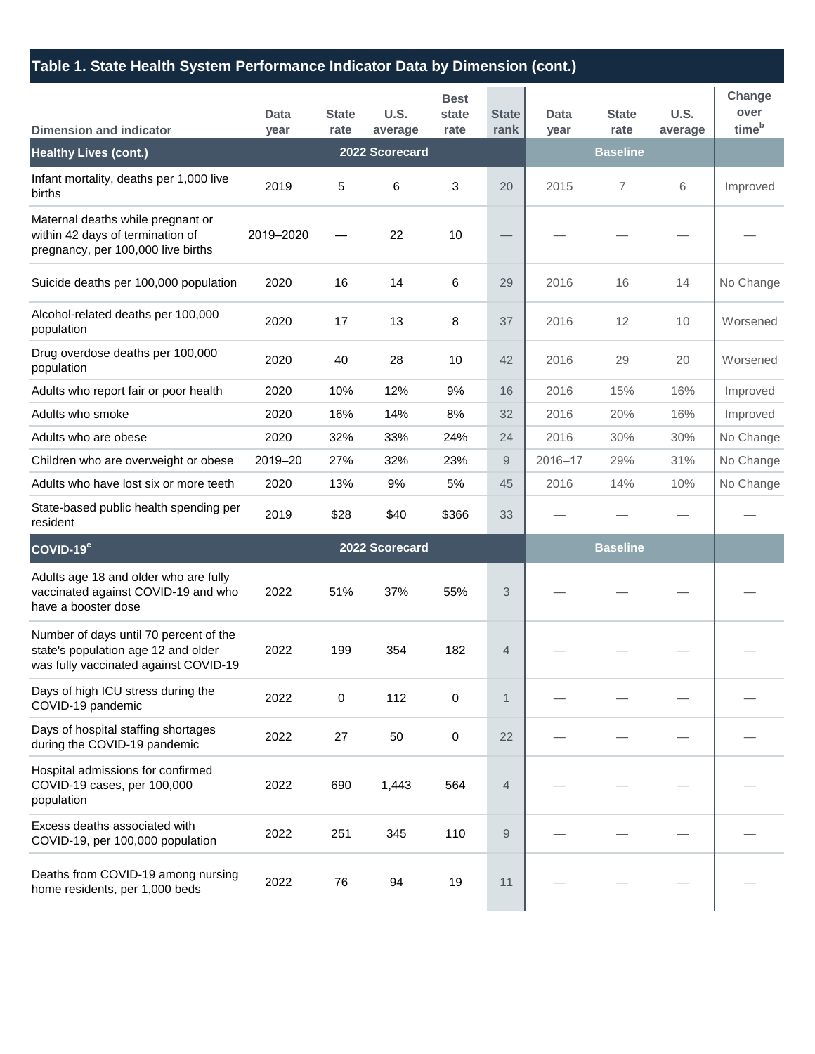## Table 1. State Health System Performance Indicator Data by Dimension (cont.)

| Dimension and indicator | Data year | State rate | U.S. average | Best state rate | State rank | Data year | State rate | U.S. average | Change over time[b] |
|---|---|---|---|---|---|---|---|---|---|
| **Healthy Lives (cont.)** | | 2022 Scorecard | | | | | Baseline | | |
| Infant mortality, deaths per 1,000 live births | 2019 | 5 | 6 | 3 | 20 | 2015 | 7 | 6 | Improved |
| Maternal deaths while pregnant or within 42 days of termination of pregnancy, per 100,000 live births | 2019–2020 | — | 22 | 10 | — | — | — | — | — |
| Suicide deaths per 100,000 population | 2020 | 16 | 14 | 6 | 29 | 2016 | 16 | 14 | No Change |
| Alcohol-related deaths per 100,000 population | 2020 | 17 | 13 | 8 | 37 | 2016 | 12 | 10 | Worsened |
| Drug overdose deaths per 100,000 population | 2020 | 40 | 28 | 10 | 42 | 2016 | 29 | 20 | Worsened |
| Adults who report fair or poor health | 2020 | 10% | 12% | 9% | 16 | 2016 | 15% | 16% | Improved |
| Adults who smoke | 2020 | 16% | 14% | 8% | 32 | 2016 | 20% | 16% | Improved |
| Adults who are obese | 2020 | 32% | 33% | 24% | 24 | 2016 | 30% | 30% | No Change |
| Children who are overweight or obese | 2019–20 | 27% | 32% | 23% | 9 | 2016–17 | 29% | 31% | No Change |
| Adults who have lost six or more teeth | 2020 | 13% | 9% | 5% | 45 | 2016 | 14% | 10% | No Change |
| State-based public health spending per resident | 2019 | $28 | $40 | $366 | 33 | — | — | — | — |
| **COVID-19[c]** | | 2022 Scorecard | | | | | Baseline | | |
| Adults age 18 and older who are fully vaccinated against COVID-19 and who have a booster dose | 2022 | 51% | 37% | 55% | 3 | — | — | — | — |
| Number of days until 70 percent of the state's population age 12 and older was fully vaccinated against COVID-19 | 2022 | 199 | 354 | 182 | 4 | — | — | — | — |
| Days of high ICU stress during the COVID-19 pandemic | 2022 | 0 | 112 | 0 | 1 | — | — | — | — |
| Days of hospital staffing shortages during the COVID-19 pandemic | 2022 | 27 | 50 | 0 | 22 | — | — | — | — |
| Hospital admissions for confirmed COVID-19 cases, per 100,000 population | 2022 | 690 | 1,443 | 564 | 4 | — | — | — | — |
| Excess deaths associated with COVID-19, per 100,000 population | 2022 | 251 | 345 | 110 | 9 | — | — | — | — |
| Deaths from COVID-19 among nursing home residents, per 1,000 beds | 2022 | 76 | 94 | 19 | 11 | — | — | — | — |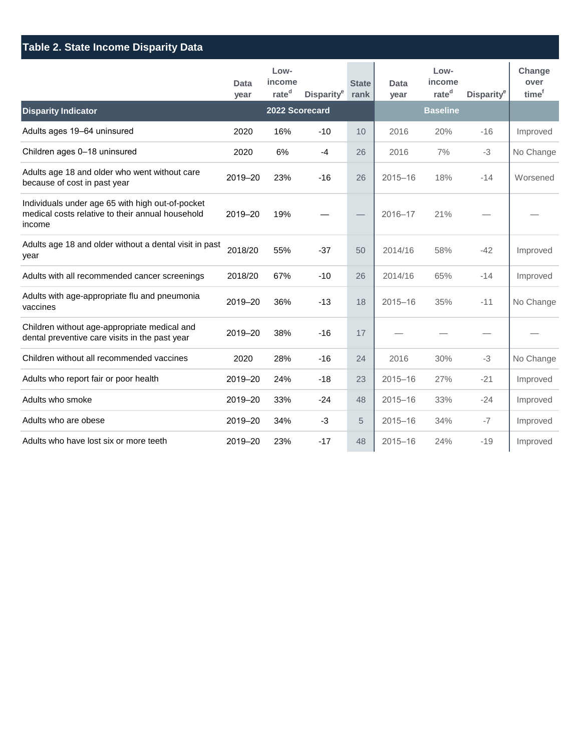## Table 2. State Income Disparity Data

| Disparity Indicator | Data year | Low-income rate[d] | Disparity[e] | State rank | Data year | Low-income rate[d] | Disparity[e] | Change over time[f] |
|---|---|---|---|---|---|---|---|---|
| | 2022 Scorecard | | | | Baseline | | | |
| Adults ages 19–64 uninsured | 2020 | 16% | -10 | 10 | 2016 | 20% | -16 | Improved |
| Children ages 0–18 uninsured | 2020 | 6% | -4 | 26 | 2016 | 7% | -3 | No Change |
| Adults age 18 and older who went without care because of cost in past year | 2019–20 | 23% | -16 | 26 | 2015–16 | 18% | -14 | Worsened |
| Individuals under age 65 with high out-of-pocket medical costs relative to their annual household income | 2019–20 | 19% | — | — | 2016–17 | 21% | — | — |
| Adults age 18 and older without a dental visit in past year | 2018/20 | 55% | -37 | 50 | 2014/16 | 58% | -42 | Improved |
| Adults with all recommended cancer screenings | 2018/20 | 67% | -10 | 26 | 2014/16 | 65% | -14 | Improved |
| Adults with age-appropriate flu and pneumonia vaccines | 2019–20 | 36% | -13 | 18 | 2015–16 | 35% | -11 | No Change |
| Children without age-appropriate medical and dental preventive care visits in the past year | 2019–20 | 38% | -16 | 17 | — | — | — | — |
| Children without all recommended vaccines | 2020 | 28% | -16 | 24 | 2016 | 30% | -3 | No Change |
| Adults who report fair or poor health | 2019–20 | 24% | -18 | 23 | 2015–16 | 27% | -21 | Improved |
| Adults who smoke | 2019–20 | 33% | -24 | 48 | 2015–16 | 33% | -24 | Improved |
| Adults who are obese | 2019–20 | 34% | -3 | 5 | 2015–16 | 34% | -7 | Improved |
| Adults who have lost six or more teeth | 2019–20 | 23% | -17 | 48 | 2015–16 | 24% | -19 | Improved |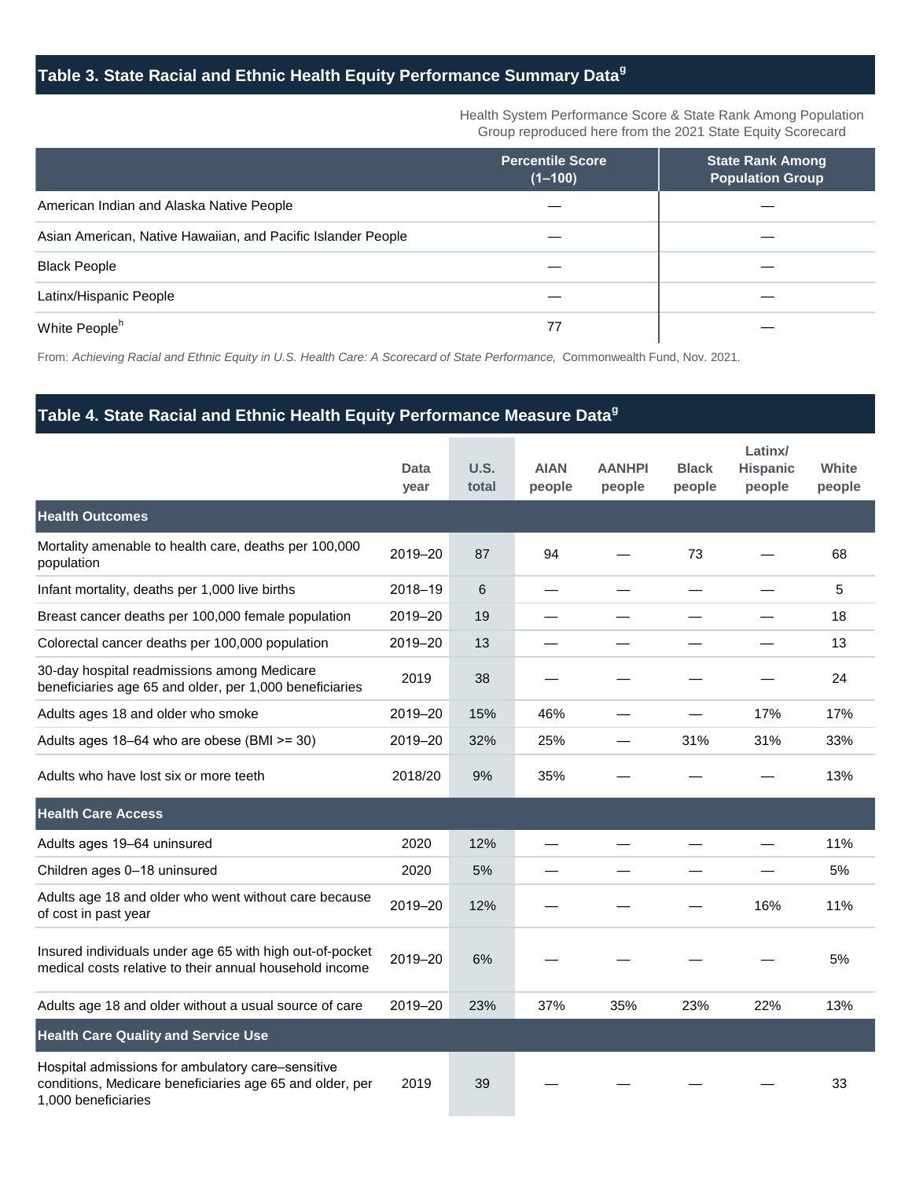## Table 3. State Racial and Ethnic Health Equity Performance Summary Data[g]

Health System Performance Score & State Rank Among Population Group reproduced here from the 2021 State Equity Scorecard

| | Percentile Score (1–100) | State Rank Among Population Group |
|---|---|---|
| American Indian and Alaska Native People | — | — |
| Asian American, Native Hawaiian, and Pacific Islander People | — | — |
| Black People | — | — |
| Latinx/Hispanic People | — | — |
| White People[h] | 77 | — |

From: *Achieving Racial and Ethnic Equity in U.S. Health Care: A Scorecard of State Performance,* Commonwealth Fund, Nov. 2021.

## Table 4. State Racial and Ethnic Health Equity Performance Measure Data[g]

| | Data year | U.S. total | AIAN people | AANHPI people | Black people | Latinx/ Hispanic people | White people |
|---|---|---|---|---|---|---|---|
| **Health Outcomes** | | | | | | | |
| Mortality amenable to health care, deaths per 100,000 population | 2019–20 | 87 | 94 | — | 73 | — | 68 |
| Infant mortality, deaths per 1,000 live births | 2018–19 | 6 | — | — | — | — | 5 |
| Breast cancer deaths per 100,000 female population | 2019–20 | 19 | — | — | — | — | 18 |
| Colorectal cancer deaths per 100,000 population | 2019–20 | 13 | — | — | — | — | 13 |
| 30-day hospital readmissions among Medicare beneficiaries age 65 and older, per 1,000 beneficiaries | 2019 | 38 | — | — | — | — | 24 |
| Adults ages 18 and older who smoke | 2019–20 | 15% | 46% | — | — | 17% | 17% |
| Adults ages 18–64 who are obese (BMI >= 30) | 2019–20 | 32% | 25% | — | 31% | 31% | 33% |
| Adults who have lost six or more teeth | 2018/20 | 9% | 35% | — | — | — | 13% |
| **Health Care Access** | | | | | | | |
| Adults ages 19–64 uninsured | 2020 | 12% | — | — | — | — | 11% |
| Children ages 0–18 uninsured | 2020 | 5% | — | — | — | — | 5% |
| Adults age 18 and older who went without care because of cost in past year | 2019–20 | 12% | — | — | — | 16% | 11% |
| Insured individuals under age 65 with high out-of-pocket medical costs relative to their annual household income | 2019–20 | 6% | — | — | — | — | 5% |
| Adults age 18 and older without a usual source of care | 2019–20 | 23% | 37% | 35% | 23% | 22% | 13% |
| **Health Care Quality and Service Use** | | | | | | | |
| Hospital admissions for ambulatory care–sensitive conditions, Medicare beneficiaries age 65 and older, per 1,000 beneficiaries | 2019 | 39 | — | — | — | — | 33 |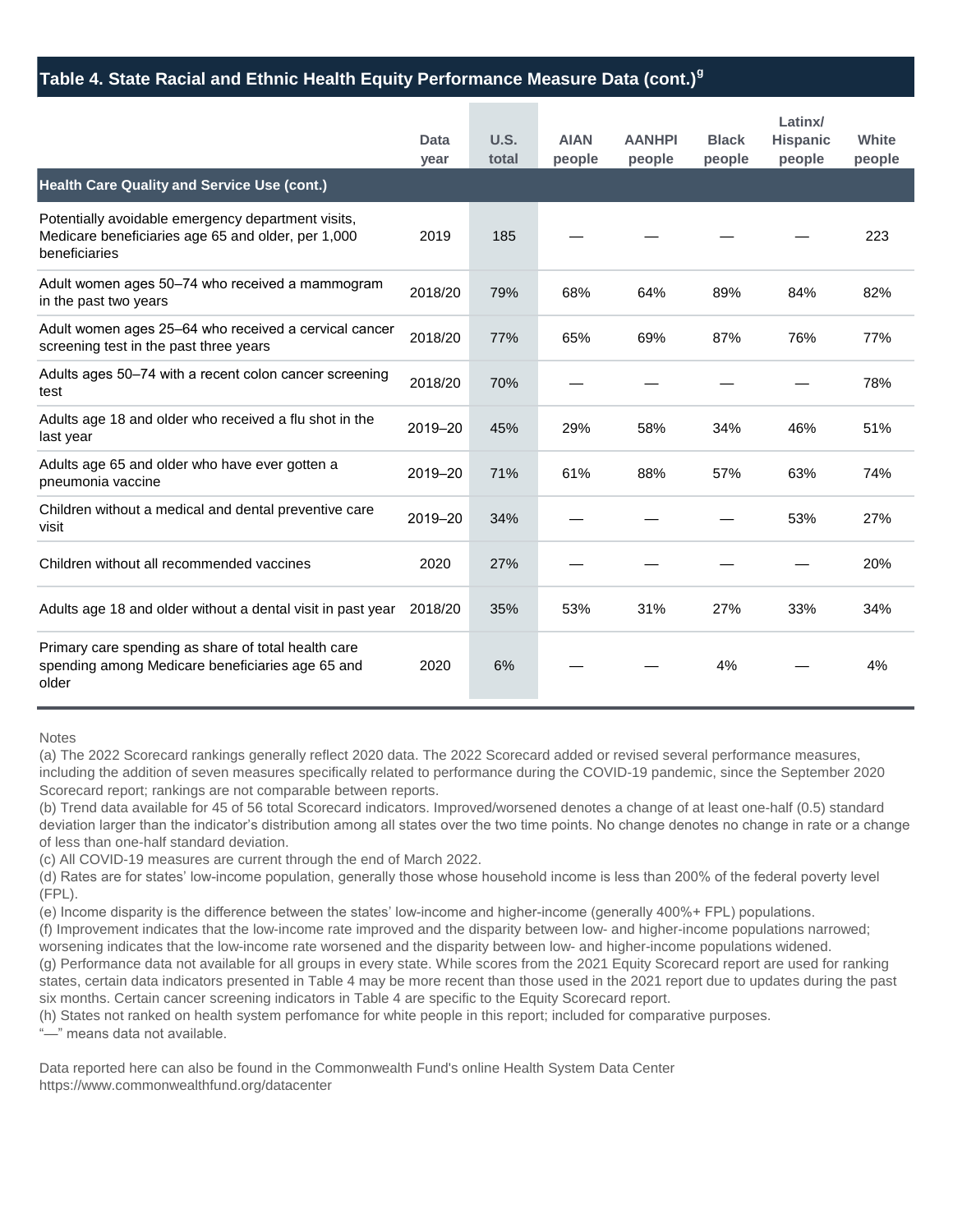## Table 4. State Racial and Ethnic Health Equity Performance Measure Data (cont.)[g]

| | Data year | U.S. total | AIAN people | AANHPI people | Black people | Latinx/ Hispanic people | White people |
|---|---|---|---|---|---|---|---|
| **Health Care Quality and Service Use (cont.)** | | | | | | | |
| Potentially avoidable emergency department visits, Medicare beneficiaries age 65 and older, per 1,000 beneficiaries | 2019 | 185 | — | — | — | — | 223 |
| Adult women ages 50–74 who received a mammogram in the past two years | 2018/20 | 79% | 68% | 64% | 89% | 84% | 82% |
| Adult women ages 25–64 who received a cervical cancer screening test in the past three years | 2018/20 | 77% | 65% | 69% | 87% | 76% | 77% |
| Adults ages 50–74 with a recent colon cancer screening test | 2018/20 | 70% | — | — | — | — | 78% |
| Adults age 18 and older who received a flu shot in the last year | 2019–20 | 45% | 29% | 58% | 34% | 46% | 51% |
| Adults age 65 and older who have ever gotten a pneumonia vaccine | 2019–20 | 71% | 61% | 88% | 57% | 63% | 74% |
| Children without a medical and dental preventive care visit | 2019–20 | 34% | — | — | — | 53% | 27% |
| Children without all recommended vaccines | 2020 | 27% | — | — | — | — | 20% |
| Adults age 18 and older without a dental visit in past year | 2018/20 | 35% | 53% | 31% | 27% | 33% | 34% |
| Primary care spending as share of total health care spending among Medicare beneficiaries age 65 and older | 2020 | 6% | — | — | 4% | — | 4% |

Notes

(a) The 2022 Scorecard rankings generally reflect 2020 data. The 2022 Scorecard added or revised several performance measures, including the addition of seven measures specifically related to performance during the COVID-19 pandemic, since the September 2020 Scorecard report; rankings are not comparable between reports.

(b) Trend data available for 45 of 56 total Scorecard indicators. Improved/worsened denotes a change of at least one-half (0.5) standard deviation larger than the indicator's distribution among all states over the two time points. No change denotes no change in rate or a change of less than one-half standard deviation.

(c) All COVID-19 measures are current through the end of March 2022.

(d) Rates are for states' low-income population, generally those whose household income is less than 200% of the federal poverty level (FPL).

(e) Income disparity is the difference between the states' low-income and higher-income (generally 400%+ FPL) populations.

(f) Improvement indicates that the low-income rate improved and the disparity between low- and higher-income populations narrowed; worsening indicates that the low-income rate worsened and the disparity between low- and higher-income populations widened.

(g) Performance data not available for all groups in every state. While scores from the 2021 Equity Scorecard report are used for ranking states, certain data indicators presented in Table 4 may be more recent than those used in the 2021 report due to updates during the past six months. Certain cancer screening indicators in Table 4 are specific to the Equity Scorecard report.

(h) States not ranked on health system perfomance for white people in this report; included for comparative purposes.

"—" means data not available.

Data reported here can also be found in the Commonwealth Fund's online Health System Data Center https://www.commonwealthfund.org/datacenter